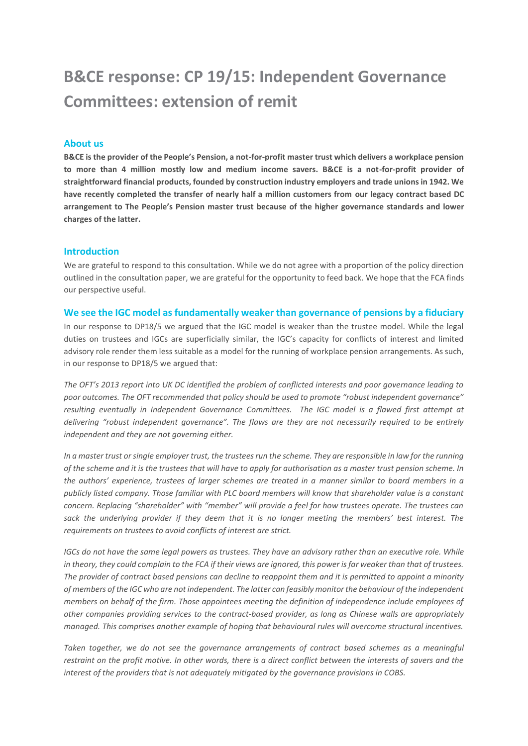# B&CE response: CP 19/15: Independent Governance Committees: extension of remit

## About us

**B&CE is the provider of the People's Pension, a not-for-profit master trust which delivers a workplace pension to more than 4 million mostly low and medium income savers. B&CE is a not-for-profit provider of straightforward financial products, founded by construction industry employers and trade unions in 1942. We have recently completed the transfer of nearly half a million customers from our legacy contract based DC arrangement to The People's Pension master trust because of the higher governance standards and lower charges of the latter.**

## Introduction

We are grateful to respond to this consultation. While we do not agree with a proportion of the policy direction outlined in the consultation paper, we are grateful for the opportunity to feed back. We hope that the FCA finds our perspective useful.

## We see the IGC model as fundamentally weaker than governance of pensions by a fiduciary

In our response to DP18/5 we argued that the IGC model is weaker than the trustee model. While the legal duties on trustees and IGCs are superficially similar, the IGC's capacity for conflicts of interest and limited advisory role render them less suitable as a model for the running of workplace pension arrangements. As such, in our response to DP18/5 we argued that:

*The OFT's 2013 report into UK DC identified the problem of conflicted interests and poor governance leading to poor outcomes. The OFT recommended that policy should be used to promote "robust independent governance" resulting eventually in Independent Governance Committees. The IGC model is a flawed first attempt at delivering "robust independent governance". The flaws are they are not necessarily required to be entirely independent and they are not governing either.*

*In a master trust or single employer trust, the trustees run the scheme. They are responsible in law for the running of the scheme and it is the trustees that will have to apply for authorisation as a master trust pension scheme. In the authors' experience, trustees of larger schemes are treated in a manner similar to board members in a publicly listed company. Those familiar with PLC board members will know that shareholder value is a constant concern. Replacing "shareholder" with "member" will provide a feel for how trustees operate. The trustees can sack the underlying provider if they deem that it is no longer meeting the members' best interest. The requirements on trustees to avoid conflicts of interest are strict.*

*IGCs do not have the same legal powers as trustees. They have an advisory rather than an executive role. While in theory, they could complain to the FCA if their views are ignored, this power is far weaker than that of trustees. The provider of contract based pensions can decline to reappoint them and it is permitted to appoint a minority of members of the IGC who are not independent. The latter can feasibly monitor the behaviour of the independent members on behalf of the firm. Those appointees meeting the definition of independence include employees of other companies providing services to the contract-based provider, as long as Chinese walls are appropriately managed. This comprises another example of hoping that behavioural rules will overcome structural incentives.*

*Taken together, we do not see the governance arrangements of contract based schemes as a meaningful restraint on the profit motive. In other words, there is a direct conflict between the interests of savers and the interest of the providers that is not adequately mitigated by the governance provisions in COBS.*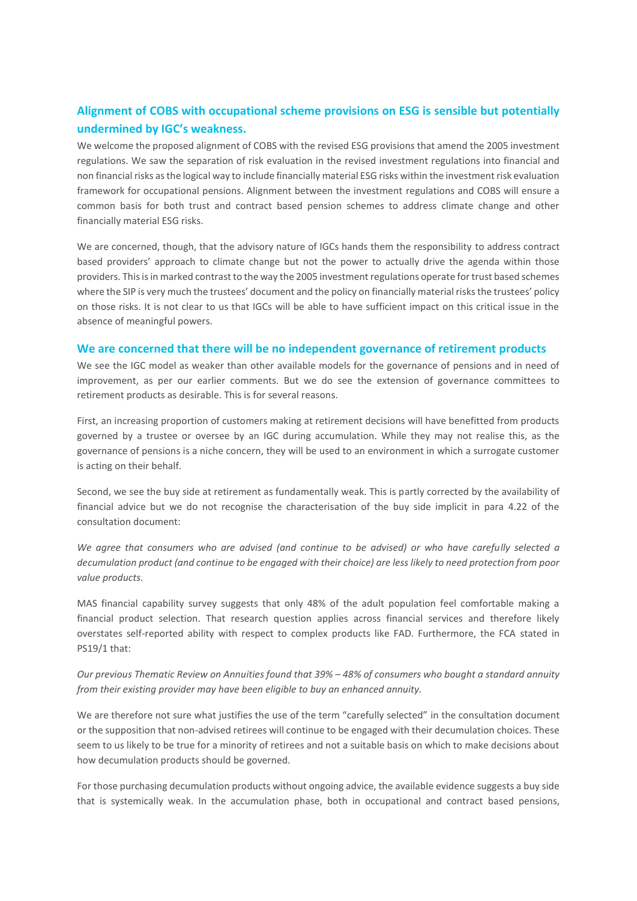## Alignment of COBS with occupational scheme provisions on ESG is sensible but potentially undermined by IGC's weakness.

We welcome the proposed alignment of COBS with the revised ESG provisions that amend the 2005 investment regulations. We saw the separation of risk evaluation in the revised investment regulations into financial and non financial risks as the logical way to include financially material ESG risks within the investment risk evaluation framework for occupational pensions. Alignment between the investment regulations and COBS will ensure a common basis for both trust and contract based pension schemes to address climate change and other financially material ESG risks.

We are concerned, though, that the advisory nature of IGCs hands them the responsibility to address contract based providers' approach to climate change but not the power to actually drive the agenda within those providers. This is in marked contrast to the way the 2005 investment regulations operate for trust based schemes where the SIP is very much the trustees' document and the policy on financially material risks the trustees' policy on those risks. It is not clear to us that IGCs will be able to have sufficient impact on this critical issue in the absence of meaningful powers.

## We are concerned that there will be no independent governance of retirement products

We see the IGC model as weaker than other available models for the governance of pensions and in need of improvement, as per our earlier comments. But we do see the extension of governance committees to retirement products as desirable. This is for several reasons.

First, an increasing proportion of customers making at retirement decisions will have benefitted from products governed by a trustee or oversee by an IGC during accumulation. While they may not realise this, as the governance of pensions is a niche concern, they will be used to an environment in which a surrogate customer is acting on their behalf.

Second, we see the buy side at retirement as fundamentally weak. This is partly corrected by the availability of financial advice but we do not recognise the characterisation of the buy side implicit in para 4.22 of the consultation document:

*We agree that consumers who are advised (and continue to be advised) or who have carefully selected a decumulation product (and continue to be engaged with their choice) are less likely to need protection from poor value products.*

MAS financial capability survey suggests that only 48% of the adult population feel comfortable making a financial product selection. That research question applies across financial services and therefore likely overstates self-reported ability with respect to complex products like FAD. Furthermore, the FCA stated in PS19/1 that:

*Our previous Thematic Review on Annuities found that 39% – 48% of consumers who bought a standard annuity from their existing provider may have been eligible to buy an enhanced annuity.*

We are therefore not sure what justifies the use of the term "carefully selected" in the consultation document or the supposition that non-advised retirees will continue to be engaged with their decumulation choices. These seem to us likely to be true for a minority of retirees and not a suitable basis on which to make decisions about how decumulation products should be governed.

For those purchasing decumulation products without ongoing advice, the available evidence suggests a buy side that is systemically weak. In the accumulation phase, both in occupational and contract based pensions,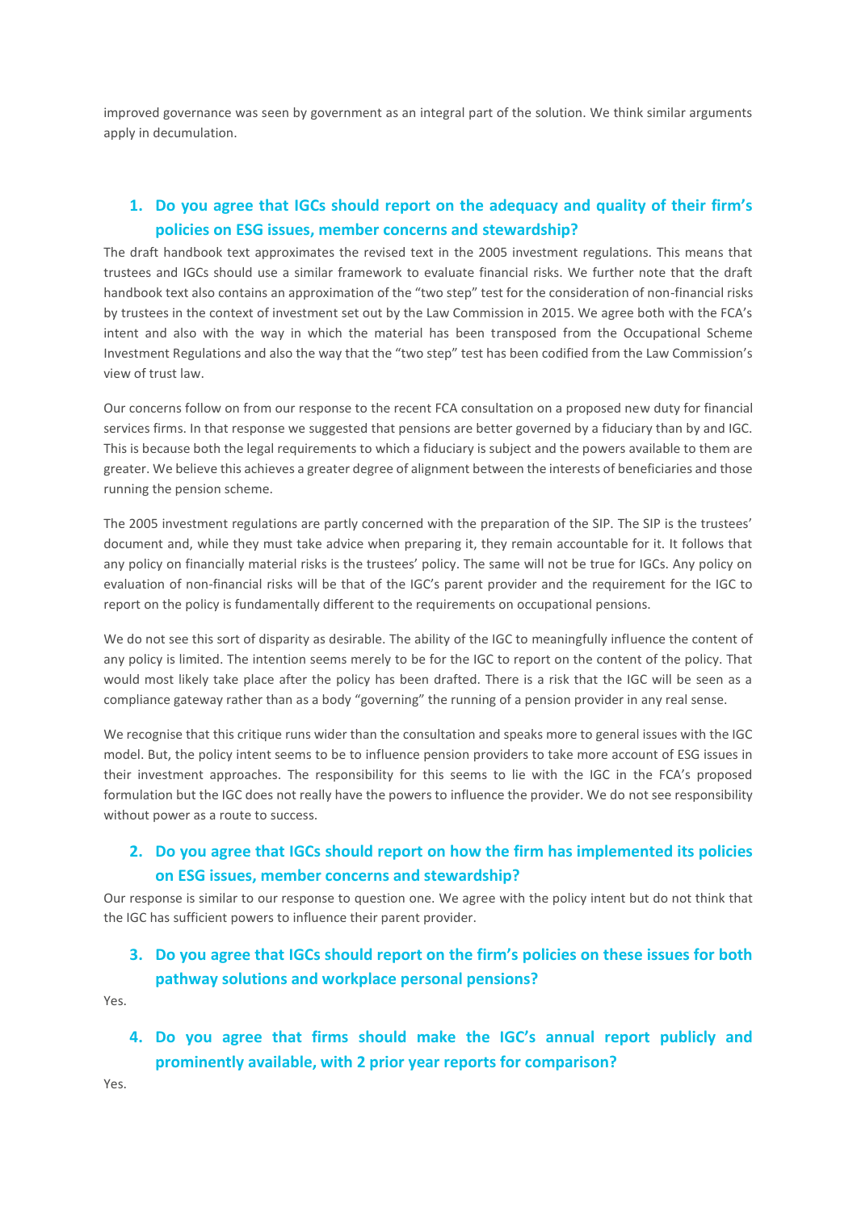improved governance was seen by government as an integral part of the solution. We think similar arguments apply in decumulation.

## 1. Do you agree that IGCs should report on the adequacy and quality of their firm's policies on ESG issues, member concerns and stewardship?

The draft handbook text approximates the revised text in the 2005 investment regulations. This means that trustees and IGCs should use a similar framework to evaluate financial risks. We further note that the draft handbook text also contains an approximation of the "two step" test for the consideration of non-financial risks by trustees in the context of investment set out by the Law Commission in 2015. We agree both with the FCA's intent and also with the way in which the material has been transposed from the Occupational Scheme Investment Regulations and also the way that the "two step" test has been codified from the Law Commission's view of trust law.

Our concerns follow on from our response to the recent FCA consultation on a proposed new duty for financial services firms. In that response we suggested that pensions are better governed by a fiduciary than by and IGC. This is because both the legal requirements to which a fiduciary is subject and the powers available to them are greater. We believe this achieves a greater degree of alignment between the interests of beneficiaries and those running the pension scheme.

The 2005 investment regulations are partly concerned with the preparation of the SIP. The SIP is the trustees' document and, while they must take advice when preparing it, they remain accountable for it. It follows that any policy on financially material risks is the trustees' policy. The same will not be true for IGCs. Any policy on evaluation of non-financial risks will be that of the IGC's parent provider and the requirement for the IGC to report on the policy is fundamentally different to the requirements on occupational pensions.

We do not see this sort of disparity as desirable. The ability of the IGC to meaningfully influence the content of any policy is limited. The intention seems merely to be for the IGC to report on the content of the policy. That would most likely take place after the policy has been drafted. There is a risk that the IGC will be seen as a compliance gateway rather than as a body "governing" the running of a pension provider in any real sense.

We recognise that this critique runs wider than the consultation and speaks more to general issues with the IGC model. But, the policy intent seems to be to influence pension providers to take more account of ESG issues in their investment approaches. The responsibility for this seems to lie with the IGC in the FCA's proposed formulation but the IGC does not really have the powers to influence the provider. We do not see responsibility without power as a route to success.

## 2. Do you agree that IGCs should report on how the firm has implemented its policies on ESG issues, member concerns and stewardship?

Our response is similar to our response to question one. We agree with the policy intent but do not think that the IGC has sufficient powers to influence their parent provider.

## 3. Do you agree that IGCs should report on the firm's policies on these issues for both pathway solutions and workplace personal pensions?

Yes.

## 4. Do you agree that firms should make the IGC's annual report publicly and prominently available, with 2 prior year reports for comparison?

Yes.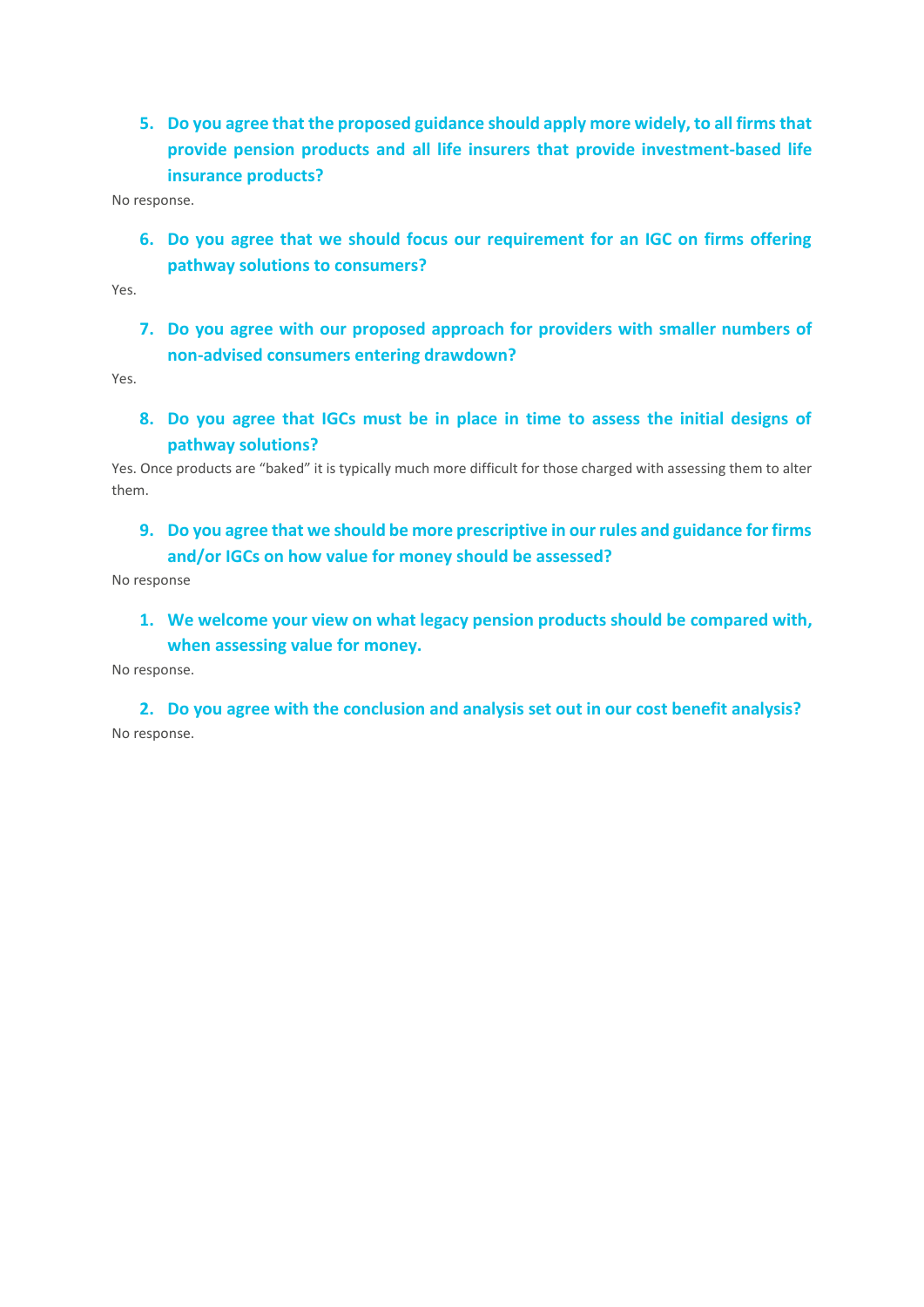5. **Do you agree that the proposed guidance should apply more widely, to all firms that provide pension products and all life insurers that provide investment-based life insurance products?**

No response.

6. **Do you agree that we should focus our requirement for an IGC on firms offering pathway solutions to consumers?**

Yes.

7. **Do you agree with our proposed approach for providers with smaller numbers of non-advised consumers entering drawdown?**

Yes.

8. **Do you agree that IGCs must be in place in time to assess the initial designs of pathway solutions?**

Yes. Once products are "baked" it is typically much more difficult for those charged with assessing them to alter them.

9. **Do you agree that we should be more prescriptive in our rules and guidance for firms and/or IGCs on how value for money should be assessed?**

No response

1. **We welcome your view on what legacy pension products should be compared with, when assessing value for money.**

No response.

2. **Do you agree with the conclusion and analysis set out in our cost benefit analysis?**

No response.